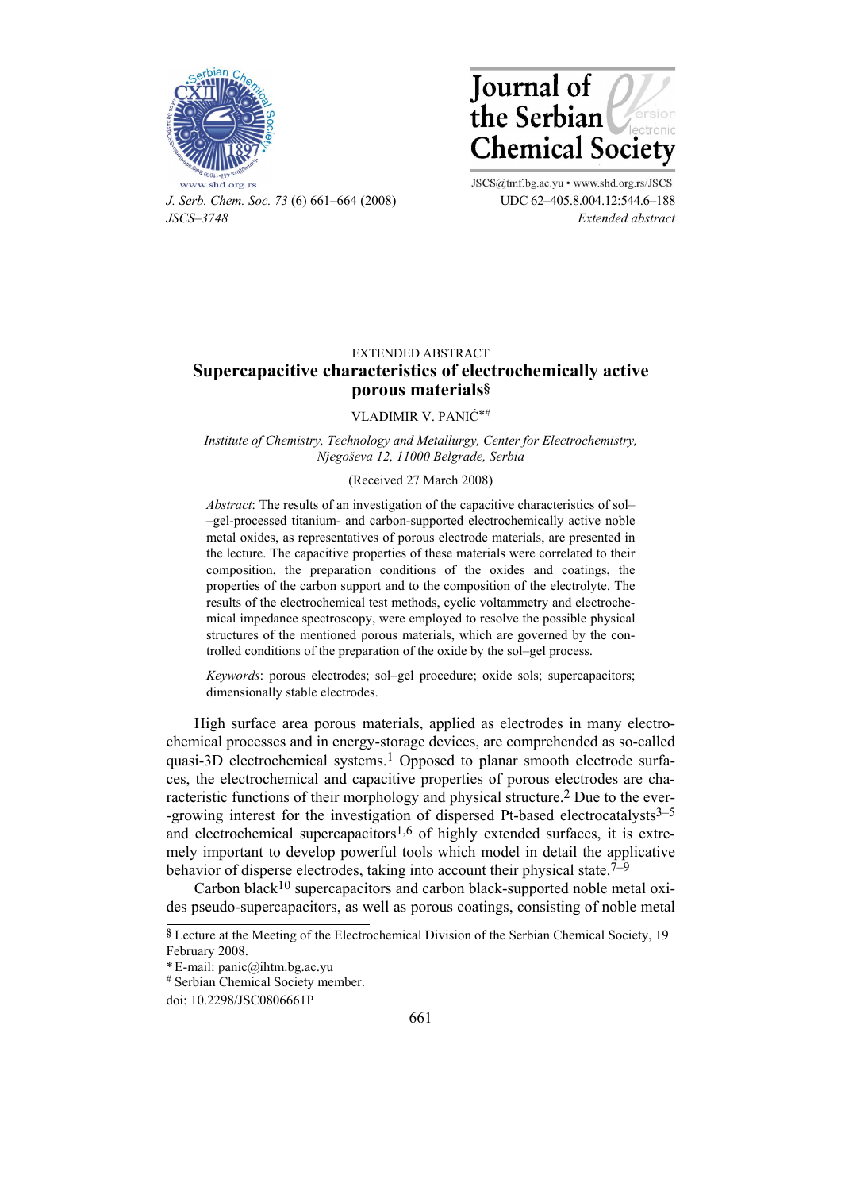EXTENDED ABSTRACT

# Supercapacitive characteristics of electrochemically active porous materials[§]

VLADIMIR V. PANIĆ[*#]

*Institute of Chemistry, Technology and Metallurgy, Center for Electrochemistry, Njegoševa 12, 11000 Belgrade, Serbia*

(Received 27 March 2008)

*Abstract*: The results of an investigation of the capacitive characteristics of sol–gel-processed titanium- and carbon-supported electrochemically active noble metal oxides, as representatives of porous electrode materials, are presented in the lecture. The capacitive properties of these materials were correlated to their composition, the preparation conditions of the oxides and coatings, the properties of the carbon support and to the composition of the electrolyte. The results of the electrochemical test methods, cyclic voltammetry and electrochemical impedance spectroscopy, were employed to resolve the possible physical structures of the mentioned porous materials, which are governed by the controlled conditions of the preparation of the oxide by the sol–gel process.

*Keywords*: porous electrodes; sol–gel procedure; oxide sols; supercapacitors; dimensionally stable electrodes.

High surface area porous materials, applied as electrodes in many electrochemical processes and in energy-storage devices, are comprehended as so-called quasi-3D electrochemical systems.[1] Opposed to planar smooth electrode surfaces, the electrochemical and capacitive properties of porous electrodes are characteristic functions of their morphology and physical structure.[2] Due to the ever-growing interest for the investigation of dispersed Pt-based electrocatalysts[3–5] and electrochemical supercapacitors[1,6] of highly extended surfaces, it is extremely important to develop powerful tools which model in detail the applicative behavior of disperse electrodes, taking into account their physical state.[7–9]

Carbon black[10] supercapacitors and carbon black-supported noble metal oxides pseudo-supercapacitors, as well as porous coatings, consisting of noble metal

---

§ Lecture at the Meeting of the Electrochemical Division of the Serbian Chemical Society, 19 February 2008.

\* E-mail: panic@ihtm.bg.ac.yu

\# Serbian Chemical Society member.

doi: 10.2298/JSC0806661P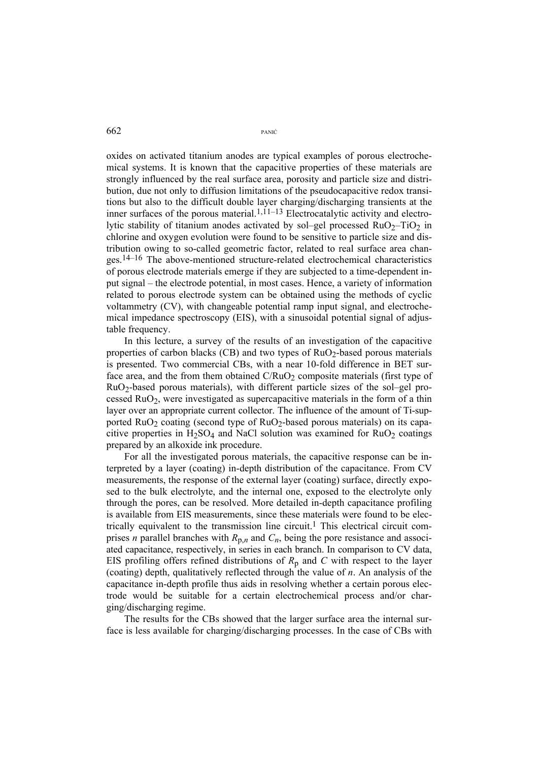oxides on activated titanium anodes are typical examples of porous electrochemical systems. It is known that the capacitive properties of these materials are strongly influenced by the real surface area, porosity and particle size and distribution, due not only to diffusion limitations of the pseudocapacitive redox transitions but also to the difficult double layer charging/discharging transients at the inner surfaces of the porous material.[1,11–13] Electrocatalytic activity and electrolytic stability of titanium anodes activated by sol–gel processed $RuO_2$–$TiO_2$ in chlorine and oxygen evolution were found to be sensitive to particle size and distribution owing to so-called geometric factor, related to real surface area changes.[14–16] The above-mentioned structure-related electrochemical characteristics of porous electrode materials emerge if they are subjected to a time-dependent input signal – the electrode potential, in most cases. Hence, a variety of information related to porous electrode system can be obtained using the methods of cyclic voltammetry (CV), with changeable potential ramp input signal, and electrochemical impedance spectroscopy (EIS), with a sinusoidal potential signal of adjustable frequency.

In this lecture, a survey of the results of an investigation of the capacitive properties of carbon blacks (CB) and two types of $RuO_2$-based porous materials is presented. Two commercial CBs, with a near 10-fold difference in BET surface area, and the from them obtained C/$RuO_2$ composite materials (first type of $RuO_2$-based porous materials), with different particle sizes of the sol–gel processed $RuO_2$, were investigated as supercapacitive materials in the form of a thin layer over an appropriate current collector. The influence of the amount of Ti-supported $RuO_2$ coating (second type of $RuO_2$-based porous materials) on its capacitive properties in $H_2SO_4$ and NaCl solution was examined for $RuO_2$ coatings prepared by an alkoxide ink procedure.

For all the investigated porous materials, the capacitive response can be interpreted by a layer (coating) in-depth distribution of the capacitance. From CV measurements, the response of the external layer (coating) surface, directly exposed to the bulk electrolyte, and the internal one, exposed to the electrolyte only through the pores, can be resolved. More detailed in-depth capacitance profiling is available from EIS measurements, since these materials were found to be electrically equivalent to the transmission line circuit.[1] This electrical circuit comprises $n$ parallel branches with $R_{p,n}$ and $C_n$, being the pore resistance and associated capacitance, respectively, in series in each branch. In comparison to CV data, EIS profiling offers refined distributions of $R_p$ and $C$ with respect to the layer (coating) depth, qualitatively reflected through the value of $n$. An analysis of the capacitance in-depth profile thus aids in resolving whether a certain porous electrode would be suitable for a certain electrochemical process and/or charging/discharging regime.

The results for the CBs showed that the larger surface area the internal surface is less available for charging/discharging processes. In the case of CBs with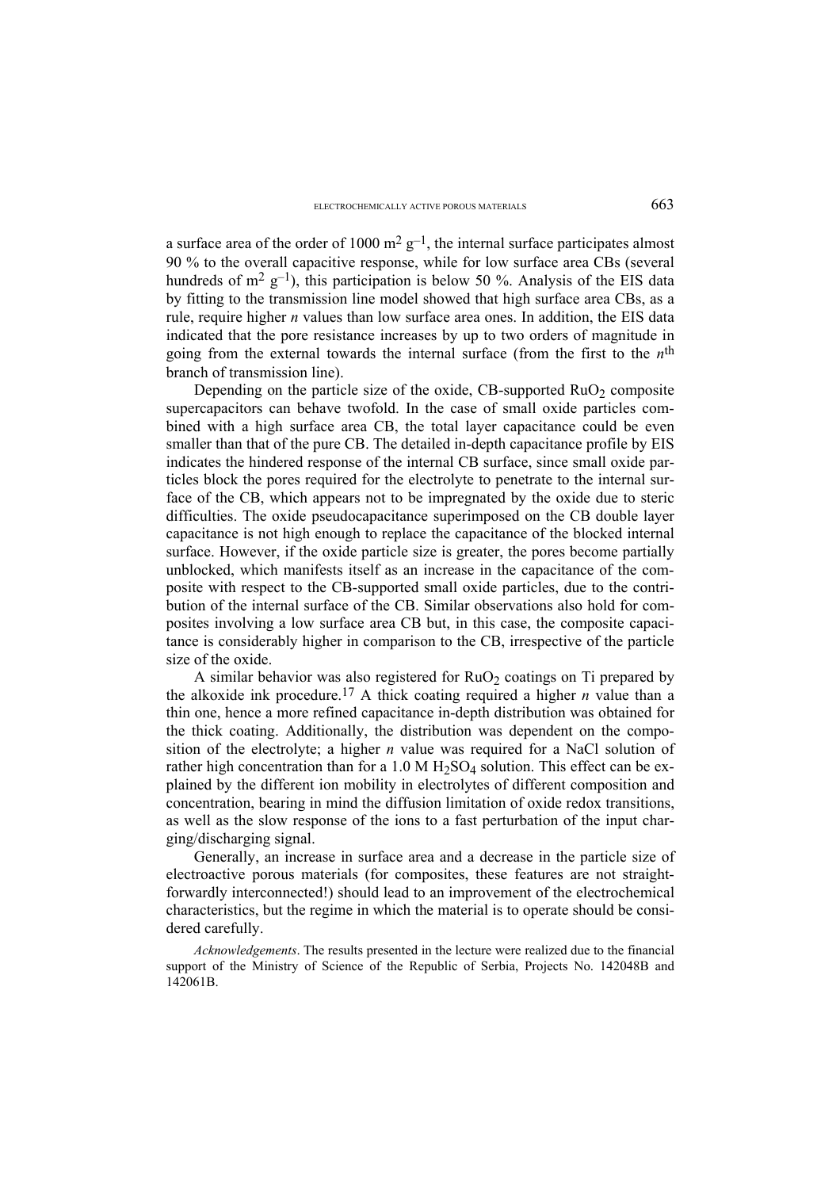a surface area of the order of 1000 $m^2 g^{-1}$, the internal surface participates almost 90 % to the overall capacitive response, while for low surface area CBs (several hundreds of $m^2 g^{-1}$), this participation is below 50 %. Analysis of the EIS data by fitting to the transmission line model showed that high surface area CBs, as a rule, require higher *n* values than low surface area ones. In addition, the EIS data indicated that the pore resistance increases by up to two orders of magnitude in going from the external towards the internal surface (from the first to the $n^{th}$ branch of transmission line).

Depending on the particle size of the oxide, CB-supported $RuO_2$ composite supercapacitors can behave twofold. In the case of small oxide particles combined with a high surface area CB, the total layer capacitance could be even smaller than that of the pure CB. The detailed in-depth capacitance profile by EIS indicates the hindered response of the internal CB surface, since small oxide particles block the pores required for the electrolyte to penetrate to the internal surface of the CB, which appears not to be impregnated by the oxide due to steric difficulties. The oxide pseudocapacitance superimposed on the CB double layer capacitance is not high enough to replace the capacitance of the blocked internal surface. However, if the oxide particle size is greater, the pores become partially unblocked, which manifests itself as an increase in the capacitance of the composite with respect to the CB-supported small oxide particles, due to the contribution of the internal surface of the CB. Similar observations also hold for composites involving a low surface area CB but, in this case, the composite capacitance is considerably higher in comparison to the CB, irrespective of the particle size of the oxide.

A similar behavior was also registered for $RuO_2$ coatings on Ti prepared by the alkoxide ink procedure.[17] A thick coating required a higher *n* value than a thin one, hence a more refined capacitance in-depth distribution was obtained for the thick coating. Additionally, the distribution was dependent on the composition of the electrolyte; a higher *n* value was required for a NaCl solution of rather high concentration than for a 1.0 M $H_2SO_4$ solution. This effect can be explained by the different ion mobility in electrolytes of different composition and concentration, bearing in mind the diffusion limitation of oxide redox transitions, as well as the slow response of the ions to a fast perturbation of the input charging/discharging signal.

Generally, an increase in surface area and a decrease in the particle size of electroactive porous materials (for composites, these features are not straightforwardly interconnected!) should lead to an improvement of the electrochemical characteristics, but the regime in which the material is to operate should be considered carefully.

*Acknowledgements*. The results presented in the lecture were realized due to the financial support of the Ministry of Science of the Republic of Serbia, Projects No. 142048B and 142061B.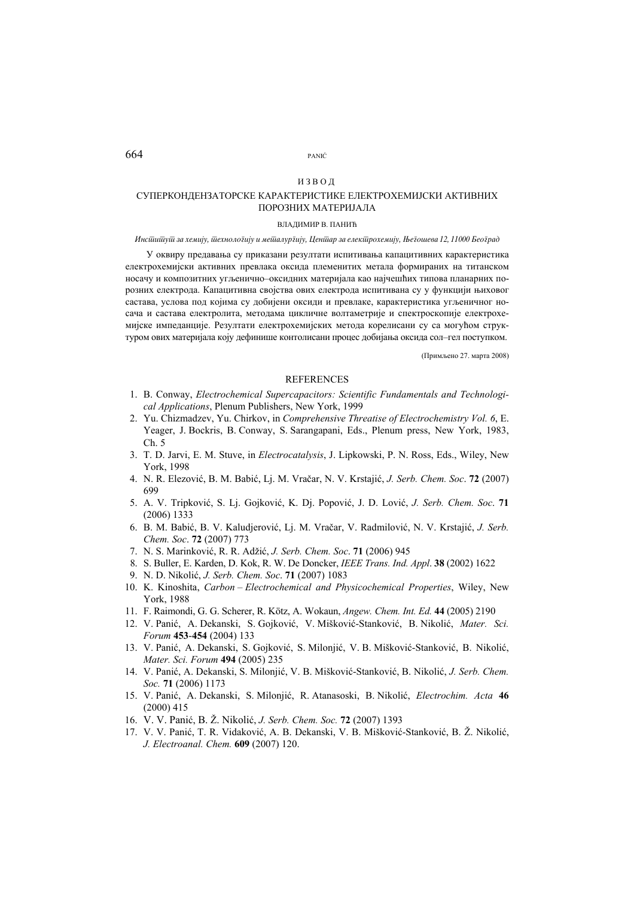## ИЗВОД

## СУПЕРКОНДЕНЗАТОРСКЕ КАРАКТЕРИСТИКЕ ЕЛЕКТРОХЕМИЈСКИ АКТИВНИХ ПОРОЗНИХ МАТЕРИЈАЛА

ВЛАДИМИР В. ПАНИЋ

*Институт за хемију, технологију и металургију, Центар за електрохемију, Његошева 12, 11000 Београд*

У оквиру предавања су приказани резултати испитивања капацитивних карактеристика електрохемијски активних превлака оксида племенитих метала формираних на титанском носачу и композитних угљенично–оксидних материјала као најчешћих типова планарних порозних електрода. Капацитивна својства ових електрода испитивана су у функцији њиховог састава, услова под којима су добијени оксиди и превлаке, карактеристика угљеничног носача и састава електролита, методама цикличне волтаметрије и спектроскопије електрохемијске импеданције. Резултати електрохемијских метода корелисани су са могућом структуром ових материјала коју дефинише контолисани процес добијања оксида сол–гел поступком.

(Примљено 27. марта 2008)

## REFERENCES

1. B. Conway, *Electrochemical Supercapacitors: Scientific Fundamentals and Technological Applications*, Plenum Publishers, New York, 1999
2. Yu. Chizmadzev, Yu. Chirkov, in *Comprehensive Threatise of Electrochemistry Vol. 6*, E. Yeager, J. Bockris, B. Conway, S. Sarangapani, Eds., Plenum press, New York, 1983, Ch. 5
3. T. D. Jarvi, E. M. Stuve, in *Electrocatalysis*, J. Lipkowski, P. N. Ross, Eds., Wiley, New York, 1998
4. N. R. Elezović, B. M. Babić, Lj. M. Vračar, N. V. Krstajić, *J. Serb. Chem. Soc*. **72** (2007) 699
5. A. V. Tripković, S. Lj. Gojković, K. Dj. Popović, J. D. Lović, *J. Serb. Chem. Soc*. **71** (2006) 1333
6. B. M. Babić, B. V. Kaludjerović, Lj. M. Vračar, V. Radmilović, N. V. Krstajić, *J. Serb. Chem. Soc*. **72** (2007) 773
7. N. S. Marinković, R. R. Adžić, *J. Serb. Chem. Soc*. **71** (2006) 945
8. S. Buller, E. Karden, D. Kok, R. W. De Doncker, *IEEE Trans. Ind. Appl*. **38** (2002) 1622
9. N. D. Nikolić, *J. Serb. Chem. Soc*. **71** (2007) 1083
10. K. Kinoshita, *Carbon – Electrochemical and Physicochemical Properties*, Wiley, New York, 1988
11. F. Raimondi, G. G. Scherer, R. Kötz, A. Wokaun, *Angew. Chem. Int. Ed.* **44** (2005) 2190
12. V. Panić, A. Dekanski, S. Gojković, V. Mišković-Stanković, B. Nikolić, *Mater. Sci. Forum* **453**-**454** (2004) 133
13. V. Panić, A. Dekanski, S. Gojković, S. Milonjić, V. B. Mišković-Stanković, B. Nikolić, *Mater. Sci. Forum* **494** (2005) 235
14. V. Panić, A. Dekanski, S. Milonjić, V. B. Mišković-Stanković, B. Nikolić, *J. Serb. Chem. Soc.* **71** (2006) 1173
15. V. Panić, A. Dekanski, S. Milonjić, R. Atanasoski, B. Nikolić, *Electrochim. Acta* **46** (2000) 415
16. V. V. Panić, B. Ž. Nikolić, *J. Serb. Chem. Soc.* **72** (2007) 1393
17. V. V. Panić, T. R. Vidaković, A. B. Dekanski, V. B. Mišković-Stanković, B. Ž. Nikolić, *J. Electroanal. Chem.* **609** (2007) 120.